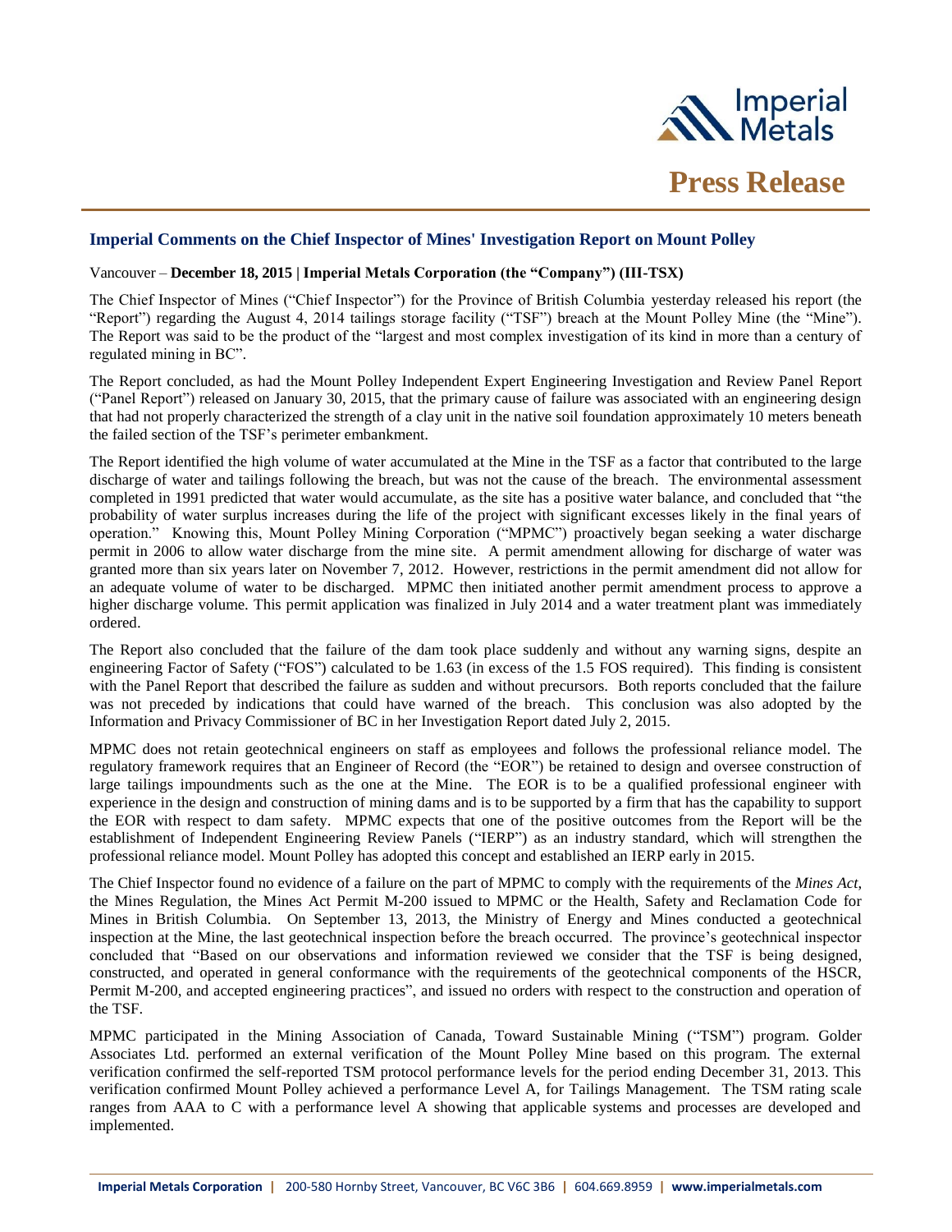**Press Release**

## Imperial Comments on the Chief Inspector of Mines' Investigation Report on Mount Polley

Vancouver – **December 18, 2015 | Imperial Metals Corporation (the "Company") (III-TSX)**

The Chief Inspector of Mines ("Chief Inspector") for the Province of British Columbia yesterday released his report (the "Report") regarding the August 4, 2014 tailings storage facility ("TSF") breach at the Mount Polley Mine (the "Mine"). The Report was said to be the product of the "largest and most complex investigation of its kind in more than a century of regulated mining in BC".

The Report concluded, as had the Mount Polley Independent Expert Engineering Investigation and Review Panel Report ("Panel Report") released on January 30, 2015, that the primary cause of failure was associated with an engineering design that had not properly characterized the strength of a clay unit in the native soil foundation approximately 10 meters beneath the failed section of the TSF's perimeter embankment.

The Report identified the high volume of water accumulated at the Mine in the TSF as a factor that contributed to the large discharge of water and tailings following the breach, but was not the cause of the breach. The environmental assessment completed in 1991 predicted that water would accumulate, as the site has a positive water balance, and concluded that "the probability of water surplus increases during the life of the project with significant excesses likely in the final years of operation." Knowing this, Mount Polley Mining Corporation ("MPMC") proactively began seeking a water discharge permit in 2006 to allow water discharge from the mine site. A permit amendment allowing for discharge of water was granted more than six years later on November 7, 2012. However, restrictions in the permit amendment did not allow for an adequate volume of water to be discharged. MPMC then initiated another permit amendment process to approve a higher discharge volume. This permit application was finalized in July 2014 and a water treatment plant was immediately ordered.

The Report also concluded that the failure of the dam took place suddenly and without any warning signs, despite an engineering Factor of Safety ("FOS") calculated to be 1.63 (in excess of the 1.5 FOS required). This finding is consistent with the Panel Report that described the failure as sudden and without precursors. Both reports concluded that the failure was not preceded by indications that could have warned of the breach. This conclusion was also adopted by the Information and Privacy Commissioner of BC in her Investigation Report dated July 2, 2015.

MPMC does not retain geotechnical engineers on staff as employees and follows the professional reliance model. The regulatory framework requires that an Engineer of Record (the "EOR") be retained to design and oversee construction of large tailings impoundments such as the one at the Mine. The EOR is to be a qualified professional engineer with experience in the design and construction of mining dams and is to be supported by a firm that has the capability to support the EOR with respect to dam safety. MPMC expects that one of the positive outcomes from the Report will be the establishment of Independent Engineering Review Panels ("IERP") as an industry standard, which will strengthen the professional reliance model. Mount Polley has adopted this concept and established an IERP early in 2015.

The Chief Inspector found no evidence of a failure on the part of MPMC to comply with the requirements of the *Mines Act*, the Mines Regulation, the Mines Act Permit M-200 issued to MPMC or the Health, Safety and Reclamation Code for Mines in British Columbia. On September 13, 2013, the Ministry of Energy and Mines conducted a geotechnical inspection at the Mine, the last geotechnical inspection before the breach occurred. The province's geotechnical inspector concluded that "Based on our observations and information reviewed we consider that the TSF is being designed, constructed, and operated in general conformance with the requirements of the geotechnical components of the HSCR, Permit M-200, and accepted engineering practices", and issued no orders with respect to the construction and operation of the TSF.

MPMC participated in the Mining Association of Canada, Toward Sustainable Mining ("TSM") program. Golder Associates Ltd. performed an external verification of the Mount Polley Mine based on this program. The external verification confirmed the self-reported TSM protocol performance levels for the period ending December 31, 2013. This verification confirmed Mount Polley achieved a performance Level A, for Tailings Management. The TSM rating scale ranges from AAA to C with a performance level A showing that applicable systems and processes are developed and implemented.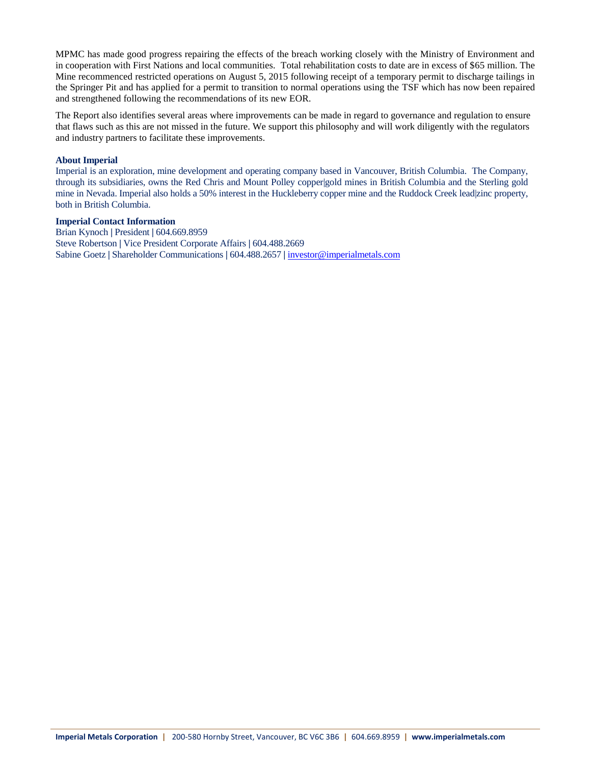MPMC has made good progress repairing the effects of the breach working closely with the Ministry of Environment and in cooperation with First Nations and local communities. Total rehabilitation costs to date are in excess of $65 million. The Mine recommenced restricted operations on August 5, 2015 following receipt of a temporary permit to discharge tailings in the Springer Pit and has applied for a permit to transition to normal operations using the TSF which has now been repaired and strengthened following the recommendations of its new EOR.

The Report also identifies several areas where improvements can be made in regard to governance and regulation to ensure that flaws such as this are not missed in the future. We support this philosophy and will work diligently with the regulators and industry partners to facilitate these improvements.

**About Imperial**

Imperial is an exploration, mine development and operating company based in Vancouver, British Columbia. The Company, through its subsidiaries, owns the Red Chris and Mount Polley copper|gold mines in British Columbia and the Sterling gold mine in Nevada. Imperial also holds a 50% interest in the Huckleberry copper mine and the Ruddock Creek lead|zinc property, both in British Columbia.

**Imperial Contact Information**

Brian Kynoch | President | 604.669.8959
Steve Robertson | Vice President Corporate Affairs | 604.488.2669
Sabine Goetz | Shareholder Communications | 604.488.2657 | investor@imperialmetals.com